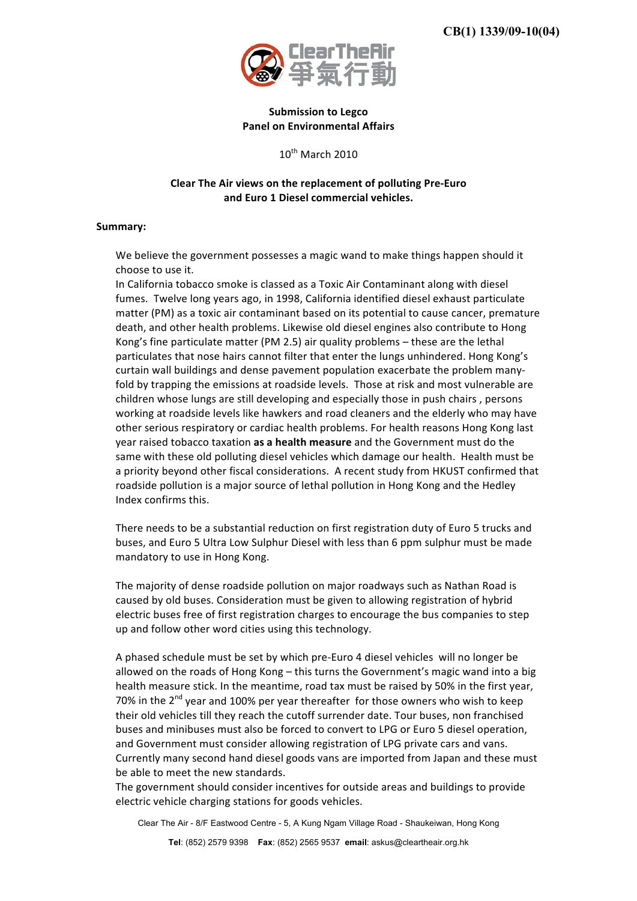CB(1) 1339/09-10(04)

ClearTheAir 爭氣行動

**Submission to Legco**
**Panel on Environmental Affairs**

10th March 2010

**Clear The Air views on the replacement of polluting Pre-Euro and Euro 1 Diesel commercial vehicles.**

**Summary:**

We believe the government possesses a magic wand to make things happen should it choose to use it.
In California tobacco smoke is classed as a Toxic Air Contaminant along with diesel fumes. Twelve long years ago, in 1998, California identified diesel exhaust particulate matter (PM) as a toxic air contaminant based on its potential to cause cancer, premature death, and other health problems. Likewise old diesel engines also contribute to Hong Kong's fine particulate matter (PM 2.5) air quality problems – these are the lethal particulates that nose hairs cannot filter that enter the lungs unhindered. Hong Kong's curtain wall buildings and dense pavement population exacerbate the problem many-fold by trapping the emissions at roadside levels. Those at risk and most vulnerable are children whose lungs are still developing and especially those in push chairs , persons working at roadside levels like hawkers and road cleaners and the elderly who may have other serious respiratory or cardiac health problems. For health reasons Hong Kong last year raised tobacco taxation **as a health measure** and the Government must do the same with these old polluting diesel vehicles which damage our health. Health must be a priority beyond other fiscal considerations. A recent study from HKUST confirmed that roadside pollution is a major source of lethal pollution in Hong Kong and the Hedley Index confirms this.

There needs to be a substantial reduction on first registration duty of Euro 5 trucks and buses, and Euro 5 Ultra Low Sulphur Diesel with less than 6 ppm sulphur must be made mandatory to use in Hong Kong.

The majority of dense roadside pollution on major roadways such as Nathan Road is caused by old buses. Consideration must be given to allowing registration of hybrid electric buses free of first registration charges to encourage the bus companies to step up and follow other word cities using this technology.

A phased schedule must be set by which pre-Euro 4 diesel vehicles will no longer be allowed on the roads of Hong Kong – this turns the Government's magic wand into a big health measure stick. In the meantime, road tax must be raised by 50% in the first year, 70% in the 2nd year and 100% per year thereafter for those owners who wish to keep their old vehicles till they reach the cutoff surrender date. Tour buses, non franchised buses and minibuses must also be forced to convert to LPG or Euro 5 diesel operation, and Government must consider allowing registration of LPG private cars and vans. Currently many second hand diesel goods vans are imported from Japan and these must be able to meet the new standards.
The government should consider incentives for outside areas and buildings to provide electric vehicle charging stations for goods vehicles.

Clear The Air - 8/F Eastwood Centre - 5, A Kung Ngam Village Road - Shaukeiwan, Hong Kong

**Tel**: (852) 2579 9398 **Fax**: (852) 2565 9537 **email**: askus@cleartheair.org.hk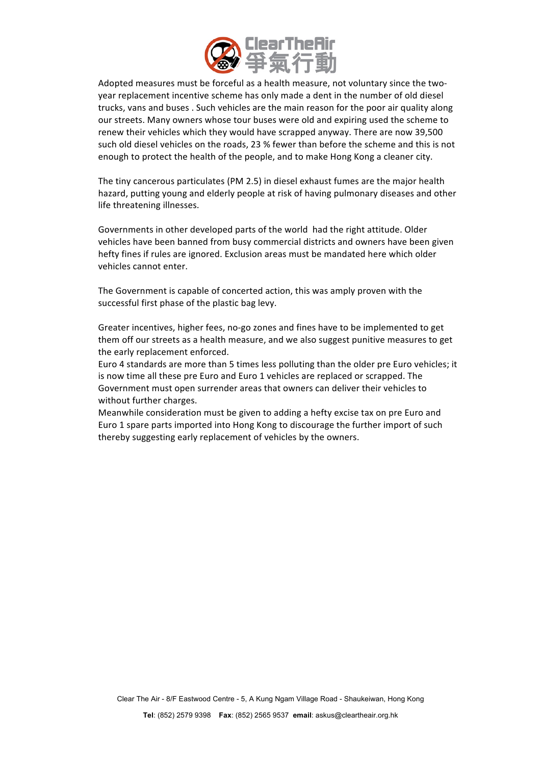Adopted measures must be forceful as a health measure, not voluntary since the two-year replacement incentive scheme has only made a dent in the number of old diesel trucks, vans and buses . Such vehicles are the main reason for the poor air quality along our streets. Many owners whose tour buses were old and expiring used the scheme to renew their vehicles which they would have scrapped anyway. There are now 39,500 such old diesel vehicles on the roads, 23 % fewer than before the scheme and this is not enough to protect the health of the people, and to make Hong Kong a cleaner city.

The tiny cancerous particulates (PM 2.5) in diesel exhaust fumes are the major health hazard, putting young and elderly people at risk of having pulmonary diseases and other life threatening illnesses.

Governments in other developed parts of the world had the right attitude. Older vehicles have been banned from busy commercial districts and owners have been given hefty fines if rules are ignored. Exclusion areas must be mandated here which older vehicles cannot enter.

The Government is capable of concerted action, this was amply proven with the successful first phase of the plastic bag levy.

Greater incentives, higher fees, no-go zones and fines have to be implemented to get them off our streets as a health measure, and we also suggest punitive measures to get the early replacement enforced.
Euro 4 standards are more than 5 times less polluting than the older pre Euro vehicles; it is now time all these pre Euro and Euro 1 vehicles are replaced or scrapped. The Government must open surrender areas that owners can deliver their vehicles to without further charges.
Meanwhile consideration must be given to adding a hefty excise tax on pre Euro and Euro 1 spare parts imported into Hong Kong to discourage the further import of such thereby suggesting early replacement of vehicles by the owners.